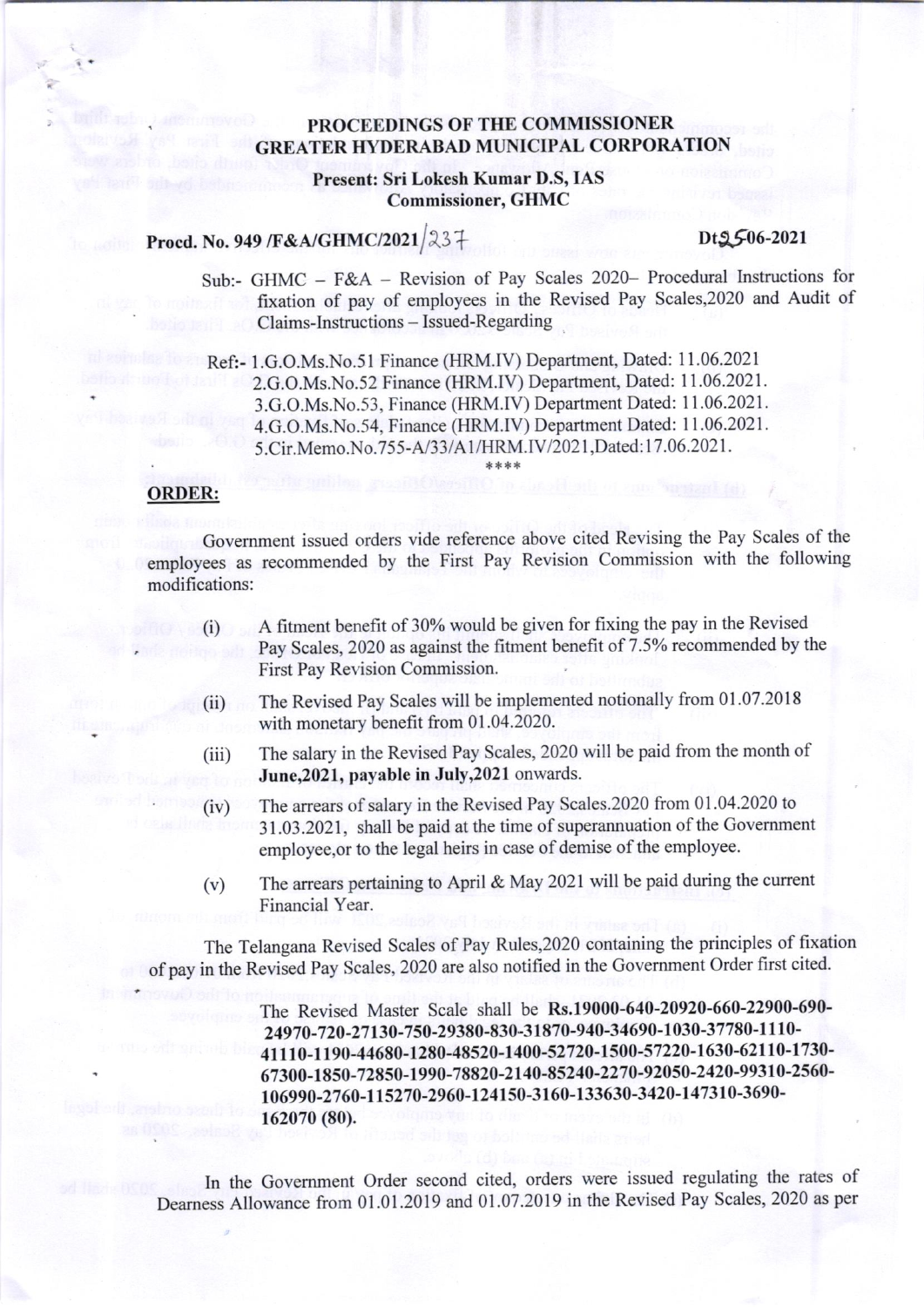# PROCEEDINGS OF THE COMMISSIONER GREATER HYDERABAD MUNICIPAL CORPORATION

**Present: Sri Lokesh Kumar D.S, IAS**
**Commissioner, GHMC**

**Procd. No. 949 /F&A/GHMC/2021/237** **Dt.25-06-2021**

Sub:- GHMC – F&A – Revision of Pay Scales 2020– Procedural Instructions for fixation of pay of employees in the Revised Pay Scales,2020 and Audit of Claims-Instructions – Issued-Regarding

Ref:- 1.G.O.Ms.No.51 Finance (HRM.IV) Department, Dated: 11.06.2021
2.G.O.Ms.No.52 Finance (HRM.IV) Department, Dated: 11.06.2021.
3.G.O.Ms.No.53, Finance (HRM.IV) Department Dated: 11.06.2021.
4.G.O.Ms.No.54, Finance (HRM.IV) Department Dated: 11.06.2021.
5.Cir.Memo.No.755-A/33/A1/HRM.IV/2021,Dated:17.06.2021.

\*\*\*\*

## ORDER:

Government issued orders vide reference above cited Revising the Pay Scales of the employees as recommended by the First Pay Revision Commission with the following modifications:

(i) A fitment benefit of 30% would be given for fixing the pay in the Revised Pay Scales, 2020 as against the fitment benefit of 7.5% recommended by the First Pay Revision Commission.

(ii) The Revised Pay Scales will be implemented notionally from 01.07.2018 with monetary benefit from 01.04.2020.

(iii) The salary in the Revised Pay Scales, 2020 will be paid from the month of **June,2021, payable in July,2021** onwards.

(iv) The arrears of salary in the Revised Pay Scales.2020 from 01.04.2020 to 31.03.2021, shall be paid at the time of superannuation of the Government employee,or to the legal heirs in case of demise of the employee.

(v) The arrears pertaining to April & May 2021 will be paid during the current Financial Year.

The Telangana Revised Scales of Pay Rules,2020 containing the principles of fixation of pay in the Revised Pay Scales, 2020 are also notified in the Government Order first cited.

The Revised Master Scale shall be **Rs.19000-640-20920-660-22900-690-24970-720-27130-750-29380-830-31870-940-34690-1030-37780-1110-41110-1190-44680-1280-48520-1400-52720-1500-57220-1630-62110-1730-67300-1850-72850-1990-78820-2140-85240-2270-92050-2420-99310-2560-106990-2760-115270-2960-124150-3160-133630-3420-147310-3690-162070 (80).**

In the Government Order second cited, orders were issued regulating the rates of Dearness Allowance from 01.01.2019 and 01.07.2019 in the Revised Pay Scales, 2020 as per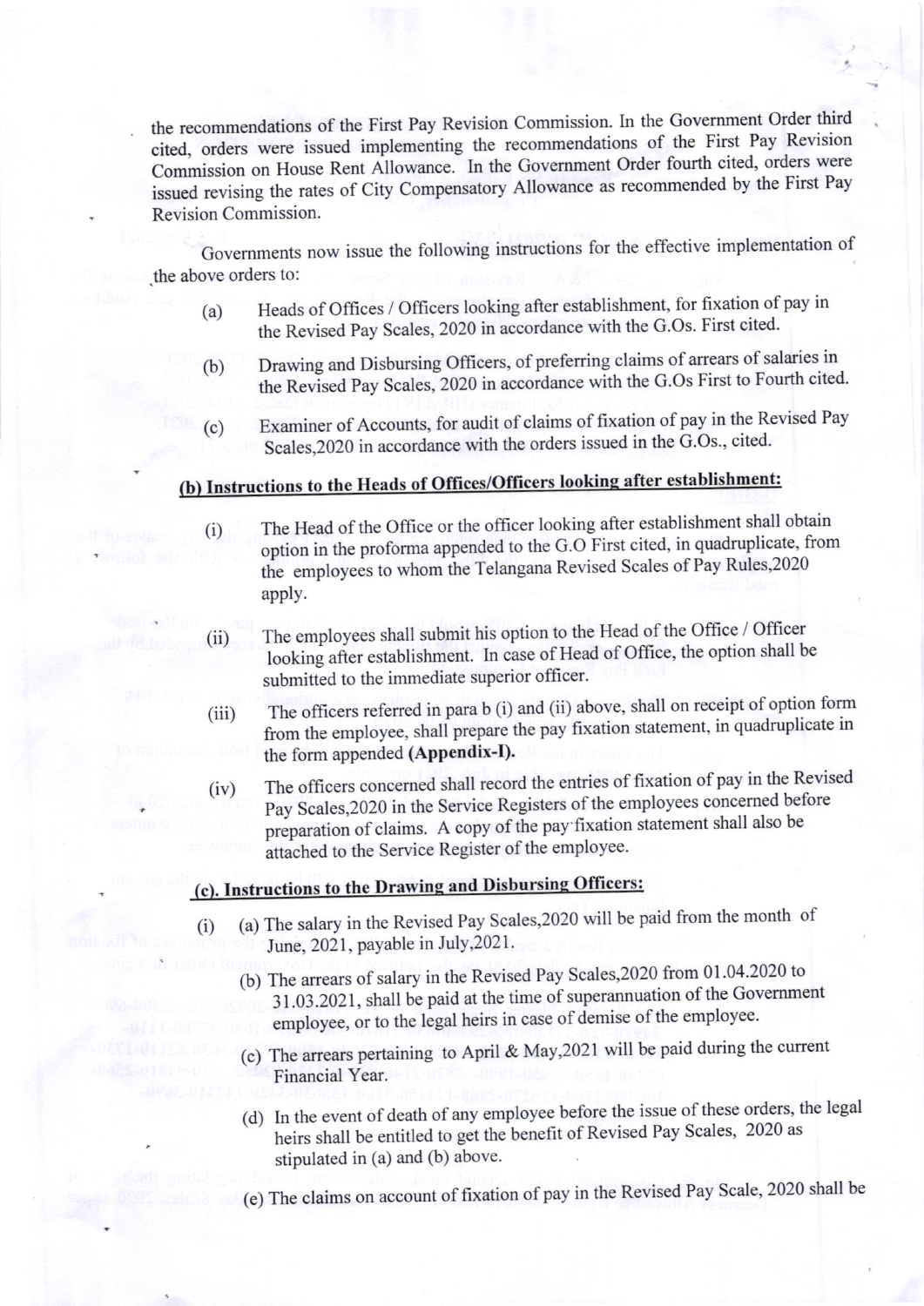the recommendations of the First Pay Revision Commission. In the Government Order third cited, orders were issued implementing the recommendations of the First Pay Revision Commission on House Rent Allowance. In the Government Order fourth cited, orders were issued revising the rates of City Compensatory Allowance as recommended by the First Pay Revision Commission.

Governments now issue the following instructions for the effective implementation of the above orders to:

(a) Heads of Offices / Officers looking after establishment, for fixation of pay in the Revised Pay Scales, 2020 in accordance with the G.Os. First cited.

(b) Drawing and Disbursing Officers, of preferring claims of arrears of salaries in the Revised Pay Scales, 2020 in accordance with the G.Os First to Fourth cited.

(c) Examiner of Accounts, for audit of claims of fixation of pay in the Revised Pay Scales,2020 in accordance with the orders issued in the G.Os., cited.

## (b) Instructions to the Heads of Offices/Officers looking after establishment:

(i) The Head of the Office or the officer looking after establishment shall obtain option in the proforma appended to the G.O First cited, in quadruplicate, from the employees to whom the Telangana Revised Scales of Pay Rules,2020 apply.

(ii) The employees shall submit his option to the Head of the Office / Officer looking after establishment. In case of Head of Office, the option shall be submitted to the immediate superior officer.

(iii) The officers referred in para b (i) and (ii) above, shall on receipt of option form from the employee, shall prepare the pay fixation statement, in quadruplicate in the form appended **(Appendix-I).**

(iv) The officers concerned shall record the entries of fixation of pay in the Revised Pay Scales,2020 in the Service Registers of the employees concerned before preparation of claims. A copy of the pay fixation statement shall also be attached to the Service Register of the employee.

## (c). Instructions to the Drawing and Disbursing Officers:

(i) (a) The salary in the Revised Pay Scales,2020 will be paid from the month of June, 2021, payable in July,2021.

(b) The arrears of salary in the Revised Pay Scales,2020 from 01.04.2020 to 31.03.2021, shall be paid at the time of superannuation of the Government employee, or to the legal heirs in case of demise of the employee.

(c) The arrears pertaining to April & May,2021 will be paid during the current Financial Year.

(d) In the event of death of any employee before the issue of these orders, the legal heirs shall be entitled to get the benefit of Revised Pay Scales, 2020 as stipulated in (a) and (b) above.

(e) The claims on account of fixation of pay in the Revised Pay Scale, 2020 shall be